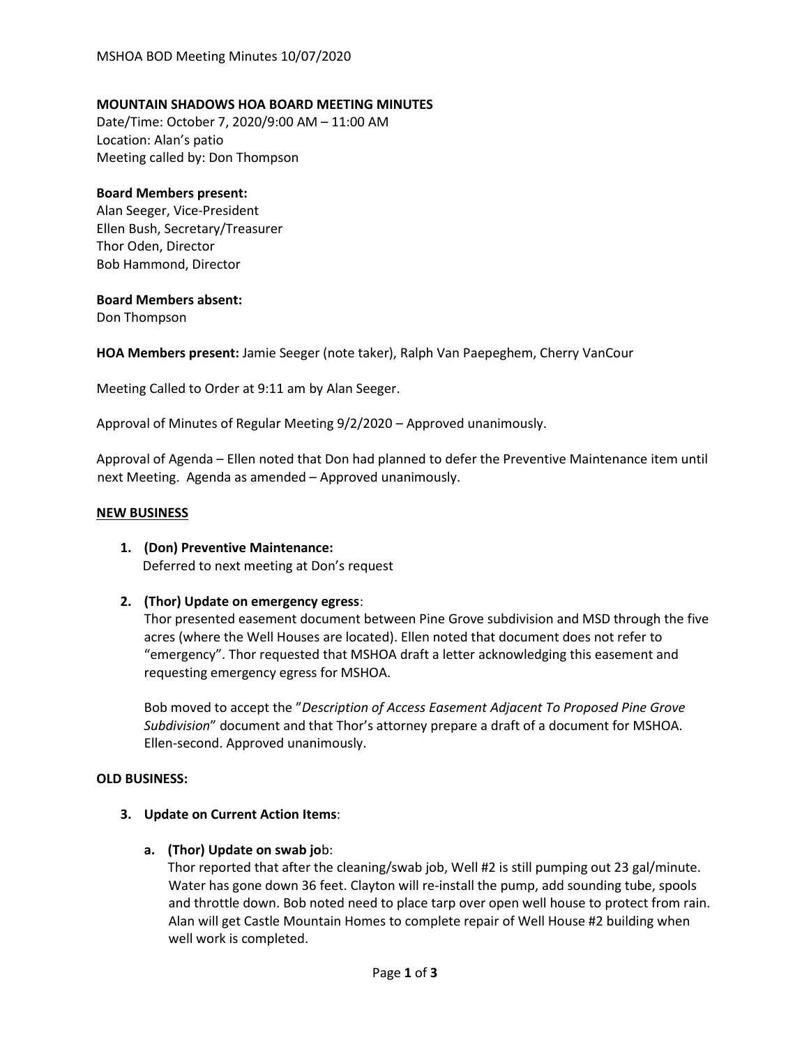**MOUNTAIN SHADOWS HOA BOARD MEETING MINUTES**

Date/Time: October 7, 2020/9:00 AM – 11:00 AM
Location: Alan's patio
Meeting called by: Don Thompson

**Board Members present:**
Alan Seeger, Vice-President
Ellen Bush, Secretary/Treasurer
Thor Oden, Director
Bob Hammond, Director

**Board Members absent:**
Don Thompson

**HOA Members present:** Jamie Seeger (note taker), Ralph Van Paepeghem, Cherry VanCour

Meeting Called to Order at 9:11 am by Alan Seeger.

Approval of Minutes of Regular Meeting 9/2/2020 – Approved unanimously.

Approval of Agenda – Ellen noted that Don had planned to defer the Preventive Maintenance item until next Meeting. Agenda as amended – Approved unanimously.

**NEW BUSINESS**

1. **(Don) Preventive Maintenance:**
   Deferred to next meeting at Don's request

2. **(Thor) Update on emergency egress**:
   Thor presented easement document between Pine Grove subdivision and MSD through the five acres (where the Well Houses are located). Ellen noted that document does not refer to "emergency". Thor requested that MSHOA draft a letter acknowledging this easement and requesting emergency egress for MSHOA.

   Bob moved to accept the "*Description of Access Easement Adjacent To Proposed Pine Grove Subdivision*" document and that Thor's attorney prepare a draft of a document for MSHOA. Ellen-second. Approved unanimously.

**OLD BUSINESS:**

3. **Update on Current Action Items**:

   a. **(Thor) Update on swab jo**b:
      Thor reported that after the cleaning/swab job, Well #2 is still pumping out 23 gal/minute. Water has gone down 36 feet. Clayton will re-install the pump, add sounding tube, spools and throttle down. Bob noted need to place tarp over open well house to protect from rain. Alan will get Castle Mountain Homes to complete repair of Well House #2 building when well work is completed.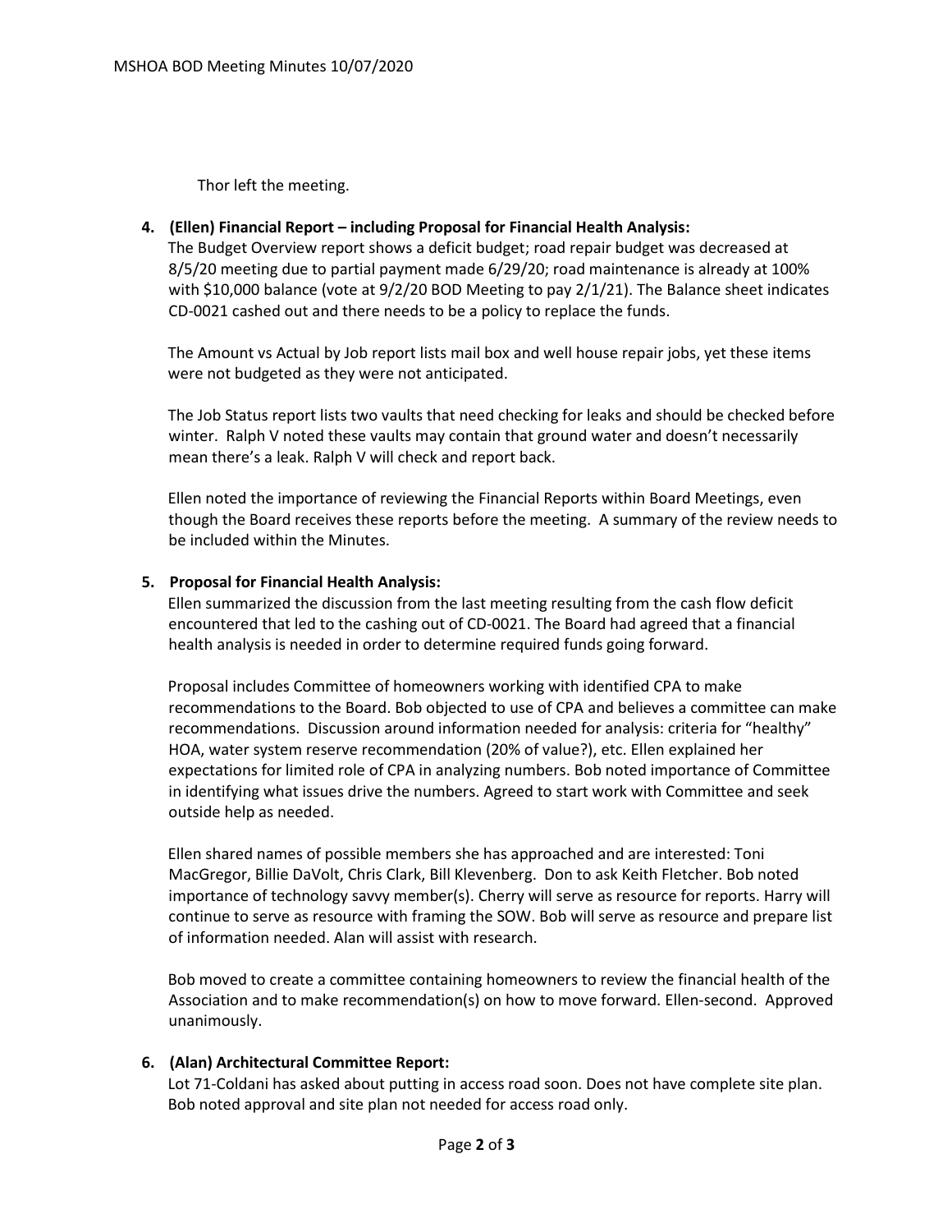Thor left the meeting.

4. **(Ellen) Financial Report – including Proposal for Financial Health Analysis:**

   The Budget Overview report shows a deficit budget; road repair budget was decreased at 8/5/20 meeting due to partial payment made 6/29/20; road maintenance is already at 100% with $10,000 balance (vote at 9/2/20 BOD Meeting to pay 2/1/21). The Balance sheet indicates CD-0021 cashed out and there needs to be a policy to replace the funds.

   The Amount vs Actual by Job report lists mail box and well house repair jobs, yet these items were not budgeted as they were not anticipated.

   The Job Status report lists two vaults that need checking for leaks and should be checked before winter. Ralph V noted these vaults may contain that ground water and doesn't necessarily mean there's a leak. Ralph V will check and report back.

   Ellen noted the importance of reviewing the Financial Reports within Board Meetings, even though the Board receives these reports before the meeting. A summary of the review needs to be included within the Minutes.

5. **Proposal for Financial Health Analysis:**

   Ellen summarized the discussion from the last meeting resulting from the cash flow deficit encountered that led to the cashing out of CD-0021. The Board had agreed that a financial health analysis is needed in order to determine required funds going forward.

   Proposal includes Committee of homeowners working with identified CPA to make recommendations to the Board. Bob objected to use of CPA and believes a committee can make recommendations. Discussion around information needed for analysis: criteria for "healthy" HOA, water system reserve recommendation (20% of value?), etc. Ellen explained her expectations for limited role of CPA in analyzing numbers. Bob noted importance of Committee in identifying what issues drive the numbers. Agreed to start work with Committee and seek outside help as needed.

   Ellen shared names of possible members she has approached and are interested: Toni MacGregor, Billie DaVolt, Chris Clark, Bill Klevenberg. Don to ask Keith Fletcher. Bob noted importance of technology savvy member(s). Cherry will serve as resource for reports. Harry will continue to serve as resource with framing the SOW. Bob will serve as resource and prepare list of information needed. Alan will assist with research.

   Bob moved to create a committee containing homeowners to review the financial health of the Association and to make recommendation(s) on how to move forward. Ellen-second. Approved unanimously.

6. **(Alan) Architectural Committee Report:**

   Lot 71-Coldani has asked about putting in access road soon. Does not have complete site plan. Bob noted approval and site plan not needed for access road only.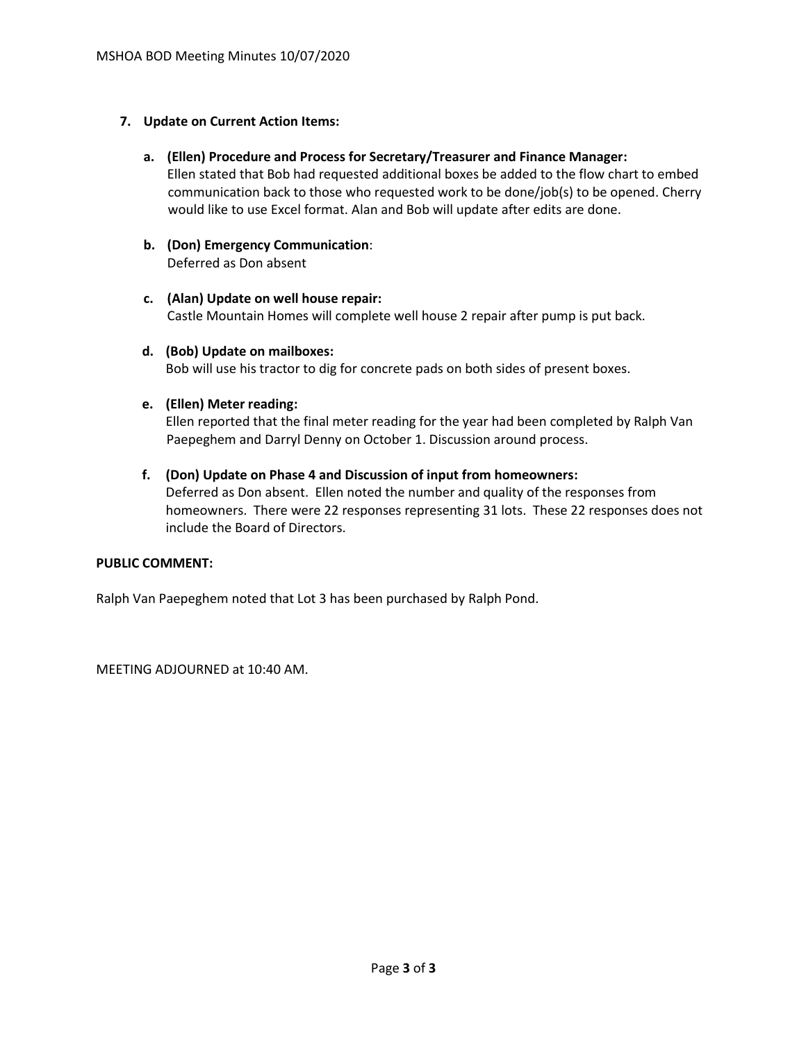**7. Update on Current Action Items:**

**a. (Ellen) Procedure and Process for Secretary/Treasurer and Finance Manager:**
Ellen stated that Bob had requested additional boxes be added to the flow chart to embed communication back to those who requested work to be done/job(s) to be opened. Cherry would like to use Excel format. Alan and Bob will update after edits are done.

**b. (Don) Emergency Communication**:
Deferred as Don absent

**c. (Alan) Update on well house repair:**
Castle Mountain Homes will complete well house 2 repair after pump is put back.

**d. (Bob) Update on mailboxes:**
Bob will use his tractor to dig for concrete pads on both sides of present boxes.

**e. (Ellen) Meter reading:**
Ellen reported that the final meter reading for the year had been completed by Ralph Van Paepeghem and Darryl Denny on October 1. Discussion around process.

**f. (Don) Update on Phase 4 and Discussion of input from homeowners:**
Deferred as Don absent. Ellen noted the number and quality of the responses from homeowners. There were 22 responses representing 31 lots. These 22 responses does not include the Board of Directors.

**PUBLIC COMMENT:**

Ralph Van Paepeghem noted that Lot 3 has been purchased by Ralph Pond.

MEETING ADJOURNED at 10:40 AM.